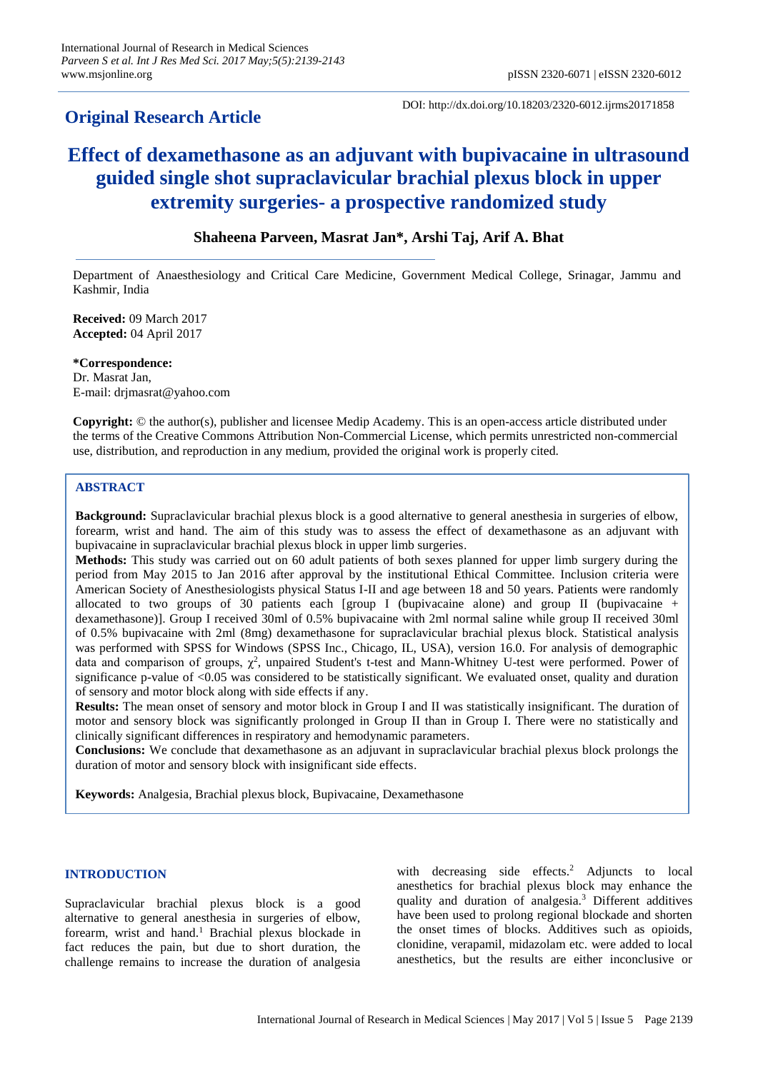**Original Research Article**

DOI: http://dx.doi.org/10.18203/2320-6012.ijrms20171858

# Effect of dexamethasone as an adjuvant with bupivacaine in ultrasound guided single shot supraclavicular brachial plexus block in upper extremity surgeries- a prospective randomized study

**Shaheena Parveen, Masrat Jan*, Arshi Taj, Arif A. Bhat**

Department of Anaesthesiology and Critical Care Medicine, Government Medical College, Srinagar, Jammu and Kashmir, India

**Received:** 09 March 2017
**Accepted:** 04 April 2017

***Correspondence:**
Dr. Masrat Jan,
E-mail: drjmasrat@yahoo.com

**Copyright:** © the author(s), publisher and licensee Medip Academy. This is an open-access article distributed under the terms of the Creative Commons Attribution Non-Commercial License, which permits unrestricted non-commercial use, distribution, and reproduction in any medium, provided the original work is properly cited.

## ABSTRACT

**Background:** Supraclavicular brachial plexus block is a good alternative to general anesthesia in surgeries of elbow, forearm, wrist and hand. The aim of this study was to assess the effect of dexamethasone as an adjuvant with bupivacaine in supraclavicular brachial plexus block in upper limb surgeries.

**Methods:** This study was carried out on 60 adult patients of both sexes planned for upper limb surgery during the period from May 2015 to Jan 2016 after approval by the institutional Ethical Committee. Inclusion criteria were American Society of Anesthesiologists physical Status I-II and age between 18 and 50 years. Patients were randomly allocated to two groups of 30 patients each [group I (bupivacaine alone) and group II (bupivacaine + dexamethasone)]. Group I received 30ml of 0.5% bupivacaine with 2ml normal saline while group II received 30ml of 0.5% bupivacaine with 2ml (8mg) dexamethasone for supraclavicular brachial plexus block. Statistical analysis was performed with SPSS for Windows (SPSS Inc., Chicago, IL, USA), version 16.0. For analysis of demographic data and comparison of groups, $\chi^2$, unpaired Student's t-test and Mann-Whitney U-test were performed. Power of significance p-value of $<0.05$ was considered to be statistically significant. We evaluated onset, quality and duration of sensory and motor block along with side effects if any.

**Results:** The mean onset of sensory and motor block in Group I and II was statistically insignificant. The duration of motor and sensory block was significantly prolonged in Group II than in Group I. There were no statistically and clinically significant differences in respiratory and hemodynamic parameters.

**Conclusions:** We conclude that dexamethasone as an adjuvant in supraclavicular brachial plexus block prolongs the duration of motor and sensory block with insignificant side effects.

**Keywords:** Analgesia, Brachial plexus block, Bupivacaine, Dexamethasone

## INTRODUCTION

Supraclavicular brachial plexus block is a good alternative to general anesthesia in surgeries of elbow, forearm, wrist and hand.[1] Brachial plexus blockade in fact reduces the pain, but due to short duration, the challenge remains to increase the duration of analgesia with decreasing side effects.[2] Adjuncts to local anesthetics for brachial plexus block may enhance the quality and duration of analgesia.[3] Different additives have been used to prolong regional blockade and shorten the onset times of blocks. Additives such as opioids, clonidine, verapamil, midazolam etc. were added to local anesthetics, but the results are either inconclusive or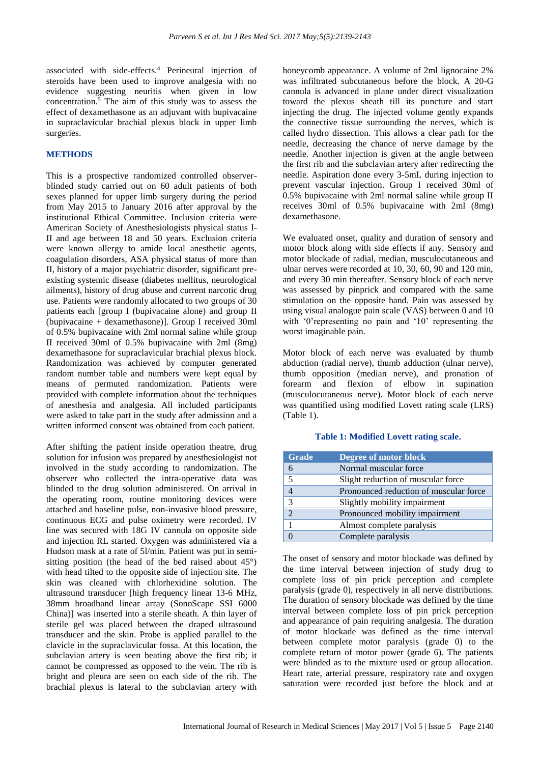associated with side-effects.[4] Perineural injection of steroids have been used to improve analgesia with no evidence suggesting neuritis when given in low concentration.[5] The aim of this study was to assess the effect of dexamethasone as an adjuvant with bupivacaine in supraclavicular brachial plexus block in upper limb surgeries.

## METHODS

This is a prospective randomized controlled observer-blinded study carried out on 60 adult patients of both sexes planned for upper limb surgery during the period from May 2015 to January 2016 after approval by the institutional Ethical Committee. Inclusion criteria were American Society of Anesthesiologists physical status I-II and age between 18 and 50 years. Exclusion criteria were known allergy to amide local anesthetic agents, coagulation disorders, ASA physical status of more than II, history of a major psychiatric disorder, significant pre-existing systemic disease (diabetes mellitus, neurological ailments), history of drug abuse and current narcotic drug use. Patients were randomly allocated to two groups of 30 patients each [group I (bupivacaine alone) and group II (bupivacaine + dexamethasone)]. Group I received 30ml of 0.5% bupivacaine with 2ml normal saline while group II received 30ml of 0.5% bupivacaine with 2ml (8mg) dexamethasone for supraclavicular brachial plexus block. Randomization was achieved by computer generated random number table and numbers were kept equal by means of permuted randomization. Patients were provided with complete information about the techniques of anesthesia and analgesia. All included participants were asked to take part in the study after admission and a written informed consent was obtained from each patient.

After shifting the patient inside operation theatre, drug solution for infusion was prepared by anesthesiologist not involved in the study according to randomization. The observer who collected the intra-operative data was blinded to the drug solution administered. On arrival in the operating room, routine monitoring devices were attached and baseline pulse, non-invasive blood pressure, continuous ECG and pulse oximetry were recorded. IV line was secured with 18G IV cannula on opposite side and injection RL started. Oxygen was administered via a Hudson mask at a rate of 5l/min. Patient was put in semi-sitting position (the head of the bed raised about 45°) with head tilted to the opposite side of injection site. The skin was cleaned with chlorhexidine solution. The ultrasound transducer [high frequency linear 13-6 MHz, 38mm broadband linear array (SonoScape SSI 6000 China)] was inserted into a sterile sheath. A thin layer of sterile gel was placed between the draped ultrasound transducer and the skin. Probe is applied parallel to the clavicle in the supraclavicular fossa. At this location, the subclavian artery is seen beating above the first rib; it cannot be compressed as opposed to the vein. The rib is bright and pleura are seen on each side of the rib. The brachial plexus is lateral to the subclavian artery with honeycomb appearance. A volume of 2ml lignocaine 2% was infiltrated subcutaneous before the block. A 20-G cannula is advanced in plane under direct visualization toward the plexus sheath till its puncture and start injecting the drug. The injected volume gently expands the connective tissue surrounding the nerves, which is called hydro dissection. This allows a clear path for the needle, decreasing the chance of nerve damage by the needle. Another injection is given at the angle between the first rib and the subclavian artery after redirecting the needle. Aspiration done every 3-5mL during injection to prevent vascular injection. Group I received 30ml of 0.5% bupivacaine with 2ml normal saline while group II receives 30ml of 0.5% bupivacaine with 2ml (8mg) dexamethasone.

We evaluated onset, quality and duration of sensory and motor block along with side effects if any. Sensory and motor blockade of radial, median, musculocutaneous and ulnar nerves were recorded at 10, 30, 60, 90 and 120 min, and every 30 min thereafter. Sensory block of each nerve was assessed by pinprick and compared with the same stimulation on the opposite hand. Pain was assessed by using visual analogue pain scale (VAS) between 0 and 10 with '0'representing no pain and '10' representing the worst imaginable pain.

Motor block of each nerve was evaluated by thumb abduction (radial nerve), thumb adduction (ulnar nerve), thumb opposition (median nerve), and pronation of forearm and flexion of elbow in supination (musculocutaneous nerve). Motor block of each nerve was quantified using modified Lovett rating scale (LRS) (Table 1).

**Table 1: Modified Lovett rating scale.**

| Grade | Degree of motor block |
|---|---|
| 6 | Normal muscular force |
| 5 | Slight reduction of muscular force |
| 4 | Pronounced reduction of muscular force |
| 3 | Slightly mobility impairment |
| 2 | Pronounced mobility impairment |
| 1 | Almost complete paralysis |
| 0 | Complete paralysis |

The onset of sensory and motor blockade was defined by the time interval between injection of study drug to complete loss of pin prick perception and complete paralysis (grade 0), respectively in all nerve distributions. The duration of sensory blockade was defined by the time interval between complete loss of pin prick perception and appearance of pain requiring analgesia. The duration of motor blockade was defined as the time interval between complete motor paralysis (grade 0) to the complete return of motor power (grade 6). The patients were blinded as to the mixture used or group allocation. Heart rate, arterial pressure, respiratory rate and oxygen saturation were recorded just before the block and at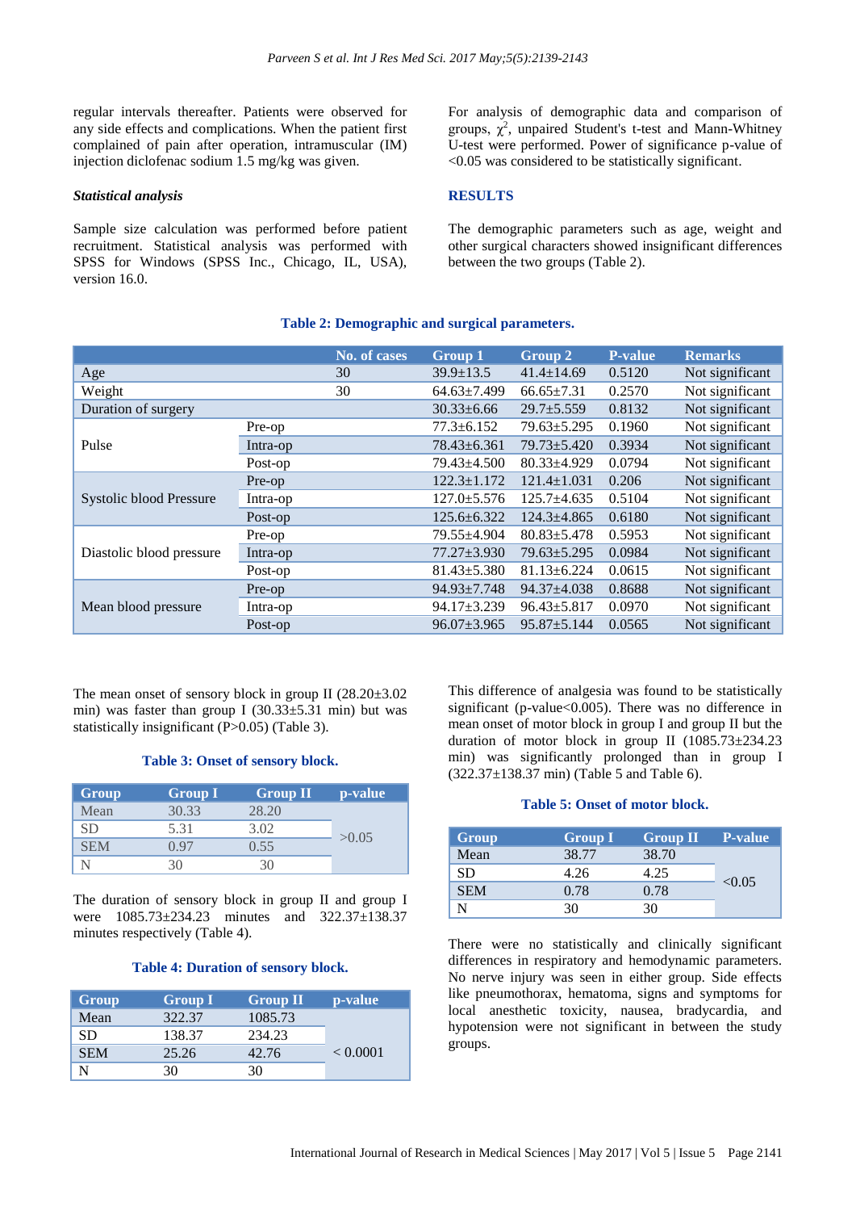regular intervals thereafter. Patients were observed for any side effects and complications. When the patient first complained of pain after operation, intramuscular (IM) injection diclofenac sodium 1.5 mg/kg was given.

### *Statistical analysis*

Sample size calculation was performed before patient recruitment. Statistical analysis was performed with SPSS for Windows (SPSS Inc., Chicago, IL, USA), version 16.0.

For analysis of demographic data and comparison of groups, $\chi^2$, unpaired Student's t-test and Mann-Whitney U-test were performed. Power of significance p-value of <0.05 was considered to be statistically significant.

## RESULTS

The demographic parameters such as age, weight and other surgical characters showed insignificant differences between the two groups (Table 2).

**Table 2: Demographic and surgical parameters.**

| | | No. of cases | Group 1 | Group 2 | P-value | Remarks |
|---|---|---|---|---|---|---|
| Age | | 30 | 39.9±13.5 | 41.4±14.69 | 0.5120 | Not significant |
| Weight | | 30 | 64.63±7.499 | 66.65±7.31 | 0.2570 | Not significant |
| Duration of surgery | | | 30.33±6.66 | 29.7±5.559 | 0.8132 | Not significant |
| Pulse | Pre-op | | 77.3±6.152 | 79.63±5.295 | 0.1960 | Not significant |
| | Intra-op | | 78.43±6.361 | 79.73±5.420 | 0.3934 | Not significant |
| | Post-op | | 79.43±4.500 | 80.33±4.929 | 0.0794 | Not significant |
| Systolic blood Pressure | Pre-op | | 122.3±1.172 | 121.4±1.031 | 0.206 | Not significant |
| | Intra-op | | 127.0±5.576 | 125.7±4.635 | 0.5104 | Not significant |
| | Post-op | | 125.6±6.322 | 124.3±4.865 | 0.6180 | Not significant |
| Diastolic blood pressure | Pre-op | | 79.55±4.904 | 80.83±5.478 | 0.5953 | Not significant |
| | Intra-op | | 77.27±3.930 | 79.63±5.295 | 0.0984 | Not significant |
| | Post-op | | 81.43±5.380 | 81.13±6.224 | 0.0615 | Not significant |
| Mean blood pressure | Pre-op | | 94.93±7.748 | 94.37±4.038 | 0.8688 | Not significant |
| | Intra-op | | 94.17±3.239 | 96.43±5.817 | 0.0970 | Not significant |
| | Post-op | | 96.07±3.965 | 95.87±5.144 | 0.0565 | Not significant |

The mean onset of sensory block in group II (28.20±3.02 min) was faster than group I (30.33±5.31 min) but was statistically insignificant (P>0.05) (Table 3).

**Table 3: Onset of sensory block.**

| Group | Group I | Group II | p-value |
|---|---|---|---|
| Mean | 30.33 | 28.20 | >0.05 |
| SD | 5.31 | 3.02 | |
| SEM | 0.97 | 0.55 | |
| N | 30 | 30 | |

The duration of sensory block in group II and group I were 1085.73±234.23 minutes and 322.37±138.37 minutes respectively (Table 4).

**Table 4: Duration of sensory block.**

| Group | Group I | Group II | p-value |
|---|---|---|---|
| Mean | 322.37 | 1085.73 | < 0.0001 |
| SD | 138.37 | 234.23 | |
| SEM | 25.26 | 42.76 | |
| N | 30 | 30 | |

This difference of analgesia was found to be statistically significant (p-value<0.005). There was no difference in mean onset of motor block in group I and group II but the duration of motor block in group II (1085.73±234.23 min) was significantly prolonged than in group I (322.37±138.37 min) (Table 5 and Table 6).

**Table 5: Onset of motor block.**

| Group | Group I | Group II | P-value |
|---|---|---|---|
| Mean | 38.77 | 38.70 | <0.05 |
| SD | 4.26 | 4.25 | |
| SEM | 0.78 | 0.78 | |
| N | 30 | 30 | |

There were no statistically and clinically significant differences in respiratory and hemodynamic parameters. No nerve injury was seen in either group. Side effects like pneumothorax, hematoma, signs and symptoms for local anesthetic toxicity, nausea, bradycardia, and hypotension were not significant in between the study groups.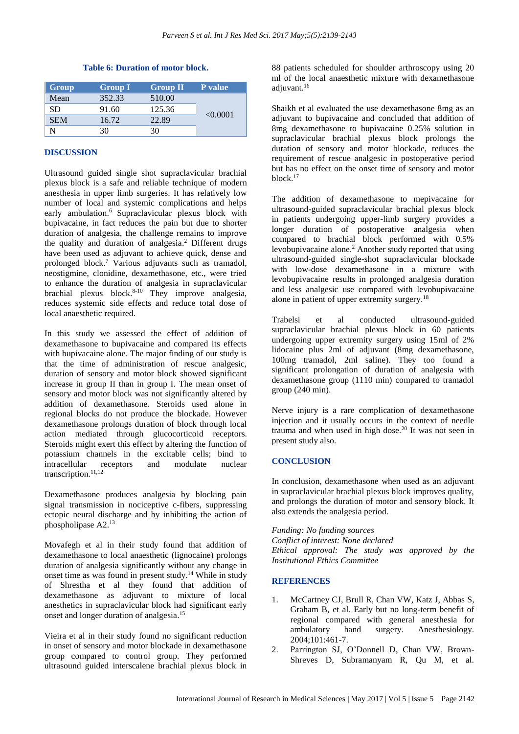**Table 6: Duration of motor block.**

| Group | Group I | Group II | P value |
|---|---|---|---|
| Mean | 352.33 | 510.00 | <0.0001 |
| SD | 91.60 | 125.36 | |
| SEM | 16.72 | 22.89 | |
| N | 30 | 30 | |

## DISCUSSION

Ultrasound guided single shot supraclavicular brachial plexus block is a safe and reliable technique of modern anesthesia in upper limb surgeries. It has relatively low number of local and systemic complications and helps early ambulation.[6] Supraclavicular plexus block with bupivacaine, in fact reduces the pain but due to shorter duration of analgesia, the challenge remains to improve the quality and duration of analgesia.[2] Different drugs have been used as adjuvant to achieve quick, dense and prolonged block.[7] Various adjuvants such as tramadol, neostigmine, clonidine, dexamethasone, etc., were tried to enhance the duration of analgesia in supraclavicular brachial plexus block.[8-10] They improve analgesia, reduces systemic side effects and reduce total dose of local anaesthetic required.

In this study we assessed the effect of addition of dexamethasone to bupivacaine and compared its effects with bupivacaine alone. The major finding of our study is that the time of administration of rescue analgesic, duration of sensory and motor block showed significant increase in group II than in group I. The mean onset of sensory and motor block was not significantly altered by addition of dexamethasone. Steroids used alone in regional blocks do not produce the blockade. However dexamethasone prolongs duration of block through local action mediated through glucocorticoid receptors. Steroids might exert this effect by altering the function of potassium channels in the excitable cells; bind to intracellular receptors and modulate nuclear transcription.[11,12]

Dexamethasone produces analgesia by blocking pain signal transmission in nociceptive c-fibers, suppressing ectopic neural discharge and by inhibiting the action of phospholipase A2.[13]

Movafegh et al in their study found that addition of dexamethasone to local anaesthetic (lignocaine) prolongs duration of analgesia significantly without any change in onset time as was found in present study.[14] While in study of Shrestha et al they found that addition of dexamethasone as adjuvant to mixture of local anesthetics in supraclavicular block had significant early onset and longer duration of analgesia.[15]

Vieira et al in their study found no significant reduction in onset of sensory and motor blockade in dexamethasone group compared to control group. They performed ultrasound guided interscalene brachial plexus block in 88 patients scheduled for shoulder arthroscopy using 20 ml of the local anaesthetic mixture with dexamethasone adjuvant.[16]

Shaikh et al evaluated the use dexamethasone 8mg as an adjuvant to bupivacaine and concluded that addition of 8mg dexamethasone to bupivacaine 0.25% solution in supraclavicular brachial plexus block prolongs the duration of sensory and motor blockade, reduces the requirement of rescue analgesic in postoperative period but has no effect on the onset time of sensory and motor block.[17]

The addition of dexamethasone to mepivacaine for ultrasound-guided supraclavicular brachial plexus block in patients undergoing upper-limb surgery provides a longer duration of postoperative analgesia when compared to brachial block performed with 0.5% levobupivacaine alone.[2] Another study reported that using ultrasound-guided single-shot supraclavicular blockade with low-dose dexamethasone in a mixture with levobupivacaine results in prolonged analgesia duration and less analgesic use compared with levobupivacaine alone in patient of upper extremity surgery.[18]

Trabelsi et al conducted ultrasound-guided supraclavicular brachial plexus block in 60 patients undergoing upper extremity surgery using 15ml of 2% lidocaine plus 2ml of adjuvant (8mg dexamethasone, 100mg tramadol, 2ml saline). They too found a significant prolongation of duration of analgesia with dexamethasone group (1110 min) compared to tramadol group (240 min).

Nerve injury is a rare complication of dexamethasone injection and it usually occurs in the context of needle trauma and when used in high dose.[20] It was not seen in present study also.

## CONCLUSION

In conclusion, dexamethasone when used as an adjuvant in supraclavicular brachial plexus block improves quality, and prolongs the duration of motor and sensory block. It also extends the analgesia period.

*Funding: No funding sources*
*Conflict of interest: None declared*
*Ethical approval: The study was approved by the Institutional Ethics Committee*

## REFERENCES

1. McCartney CJ, Brull R, Chan VW, Katz J, Abbas S, Graham B, et al. Early but no long-term benefit of regional compared with general anesthesia for ambulatory hand surgery. Anesthesiology. 2004;101:461-7.
2. Parrington SJ, O'Donnell D, Chan VW, Brown-Shreves D, Subramanyam R, Qu M, et al.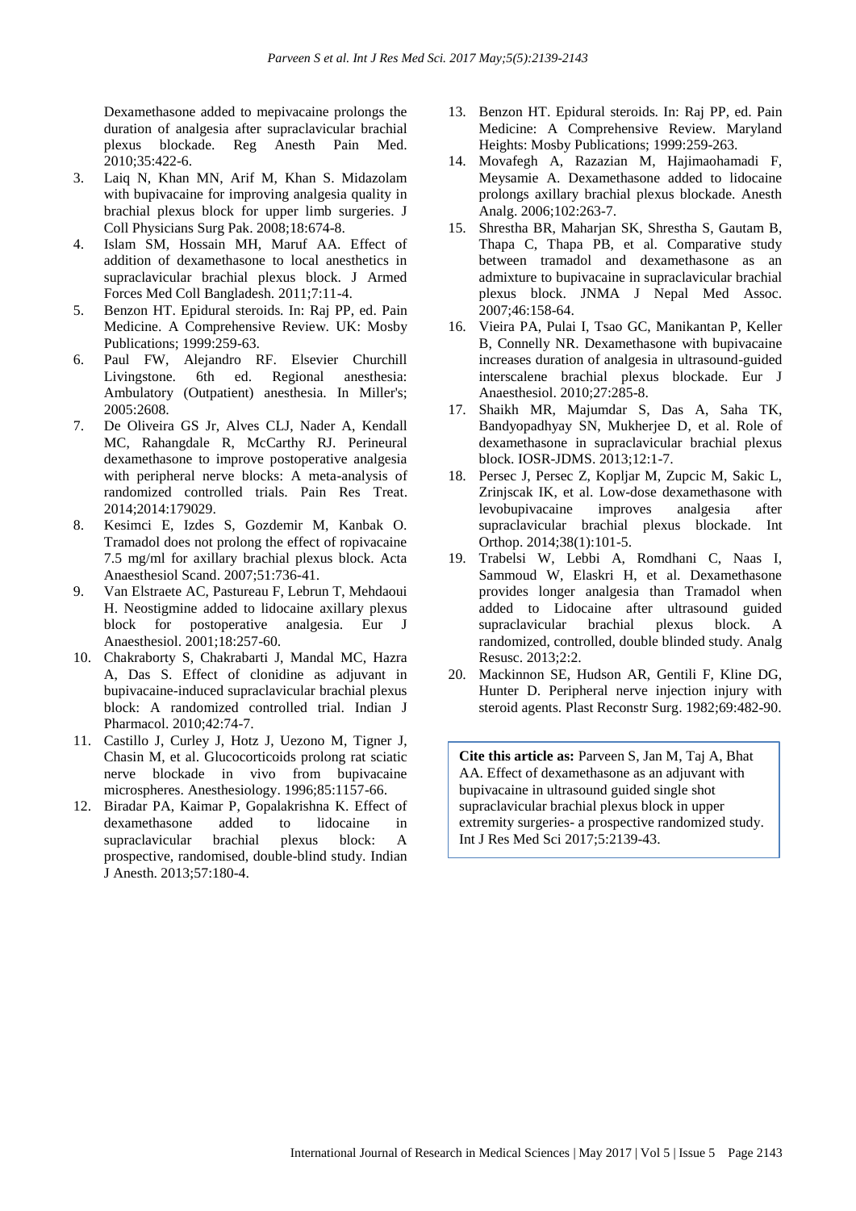Dexamethasone added to mepivacaine prolongs the duration of analgesia after supraclavicular brachial plexus blockade. Reg Anesth Pain Med. 2010;35:422-6.

3. Laiq N, Khan MN, Arif M, Khan S. Midazolam with bupivacaine for improving analgesia quality in brachial plexus block for upper limb surgeries. J Coll Physicians Surg Pak. 2008;18:674-8.
4. Islam SM, Hossain MH, Maruf AA. Effect of addition of dexamethasone to local anesthetics in supraclavicular brachial plexus block. J Armed Forces Med Coll Bangladesh. 2011;7:11-4.
5. Benzon HT. Epidural steroids. In: Raj PP, ed. Pain Medicine. A Comprehensive Review. UK: Mosby Publications; 1999:259-63.
6. Paul FW, Alejandro RF. Elsevier Churchill Livingstone. 6th ed. Regional anesthesia: Ambulatory (Outpatient) anesthesia. In Miller's; 2005:2608.
7. De Oliveira GS Jr, Alves CLJ, Nader A, Kendall MC, Rahangdale R, McCarthy RJ. Perineural dexamethasone to improve postoperative analgesia with peripheral nerve blocks: A meta-analysis of randomized controlled trials. Pain Res Treat. 2014;2014:179029.
8. Kesimci E, Izdes S, Gozdemir M, Kanbak O. Tramadol does not prolong the effect of ropivacaine 7.5 mg/ml for axillary brachial plexus block. Acta Anaesthesiol Scand. 2007;51:736-41.
9. Van Elstraete AC, Pastureau F, Lebrun T, Mehdaoui H. Neostigmine added to lidocaine axillary plexus block for postoperative analgesia. Eur J Anaesthesiol. 2001;18:257-60.
10. Chakraborty S, Chakrabarti J, Mandal MC, Hazra A, Das S. Effect of clonidine as adjuvant in bupivacaine-induced supraclavicular brachial plexus block: A randomized controlled trial. Indian J Pharmacol. 2010;42:74-7.
11. Castillo J, Curley J, Hotz J, Uezono M, Tigner J, Chasin M, et al. Glucocorticoids prolong rat sciatic nerve blockade in vivo from bupivacaine microspheres. Anesthesiology. 1996;85:1157-66.
12. Biradar PA, Kaimar P, Gopalakrishna K. Effect of dexamethasone added to lidocaine in supraclavicular brachial plexus block: A prospective, randomised, double-blind study. Indian J Anesth. 2013;57:180-4.
13. Benzon HT. Epidural steroids. In: Raj PP, ed. Pain Medicine: A Comprehensive Review. Maryland Heights: Mosby Publications; 1999:259-263.
14. Movafegh A, Razazian M, Hajimaohamadi F, Meysamie A. Dexamethasone added to lidocaine prolongs axillary brachial plexus blockade. Anesth Analg. 2006;102:263-7.
15. Shrestha BR, Maharjan SK, Shrestha S, Gautam B, Thapa C, Thapa PB, et al. Comparative study between tramadol and dexamethasone as an admixture to bupivacaine in supraclavicular brachial plexus block. JNMA J Nepal Med Assoc. 2007;46:158-64.
16. Vieira PA, Pulai I, Tsao GC, Manikantan P, Keller B, Connelly NR. Dexamethasone with bupivacaine increases duration of analgesia in ultrasound-guided interscalene brachial plexus blockade. Eur J Anaesthesiol. 2010;27:285-8.
17. Shaikh MR, Majumdar S, Das A, Saha TK, Bandyopadhyay SN, Mukherjee D, et al. Role of dexamethasone in supraclavicular brachial plexus block. IOSR-JDMS. 2013;12:1-7.
18. Persec J, Persec Z, Kopljar M, Zupcic M, Sakic L, Zrinjscak IK, et al. Low-dose dexamethasone with levobupivacaine improves analgesia after supraclavicular brachial plexus blockade. Int Orthop. 2014;38(1):101-5.
19. Trabelsi W, Lebbi A, Romdhani C, Naas I, Sammoud W, Elaskri H, et al. Dexamethasone provides longer analgesia than Tramadol when added to Lidocaine after ultrasound guided supraclavicular brachial plexus block. A randomized, controlled, double blinded study. Analg Resusc. 2013;2:2.
20. Mackinnon SE, Hudson AR, Gentili F, Kline DG, Hunter D. Peripheral nerve injection injury with steroid agents. Plast Reconstr Surg. 1982;69:482-90.

**Cite this article as:** Parveen S, Jan M, Taj A, Bhat AA. Effect of dexamethasone as an adjuvant with bupivacaine in ultrasound guided single shot supraclavicular brachial plexus block in upper extremity surgeries- a prospective randomized study. Int J Res Med Sci 2017;5:2139-43.